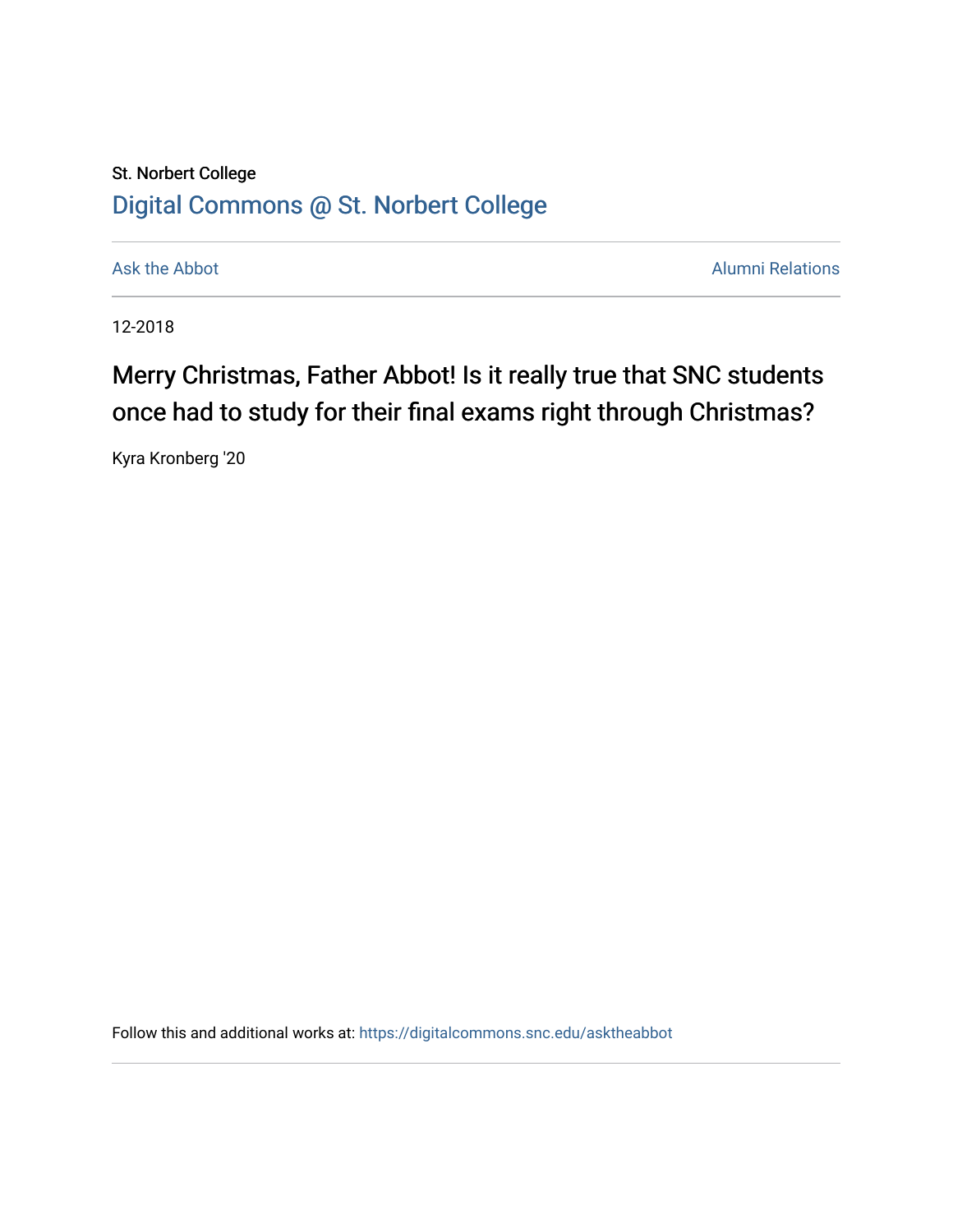St. Norbert College

Digital Commons @ St. Norbert College

Ask the Abbot | Alumni Relations

12-2018

# Merry Christmas, Father Abbot! Is it really true that SNC students once had to study for their final exams right through Christmas?

Kyra Kronberg '20

Follow this and additional works at: https://digitalcommons.snc.edu/asktheabbot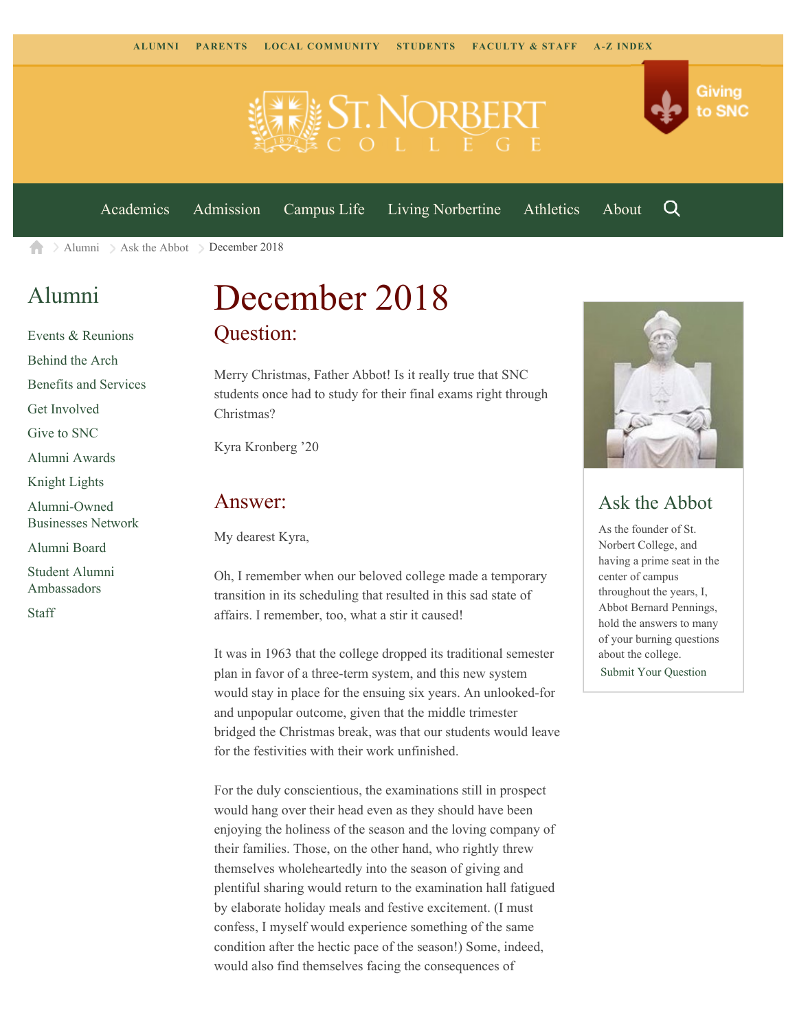ALUMNI PARENTS LOCAL COMMUNITY STUDENTS FACULTY & STAFF A-Z INDEX

Giving to SNC

Academics Admission Campus Life Living Norbertine Athletics About

Alumni > Ask the Abbot > December 2018

## Alumni

- Events & Reunions
- Behind the Arch
- Benefits and Services
- Get Involved
- Give to SNC
- Alumni Awards
- Knight Lights
- Alumni-Owned Businesses Network
- Alumni Board
- Student Alumni Ambassadors
- Staff

# December 2018

## Question:

Merry Christmas, Father Abbot! Is it really true that SNC students once had to study for their final exams right through Christmas?

Kyra Kronberg '20

## Answer:

My dearest Kyra,

Oh, I remember when our beloved college made a temporary transition in its scheduling that resulted in this sad state of affairs. I remember, too, what a stir it caused!

It was in 1963 that the college dropped its traditional semester plan in favor of a three-term system, and this new system would stay in place for the ensuing six years. An unlooked-for and unpopular outcome, given that the middle trimester bridged the Christmas break, was that our students would leave for the festivities with their work unfinished.

For the duly conscientious, the examinations still in prospect would hang over their head even as they should have been enjoying the holiness of the season and the loving company of their families. Those, on the other hand, who rightly threw themselves wholeheartedly into the season of giving and plentiful sharing would return to the examination hall fatigued by elaborate holiday meals and festive excitement. (I must confess, I myself would experience something of the same condition after the hectic pace of the season!) Some, indeed, would also find themselves facing the consequences of

## Ask the Abbot

As the founder of St. Norbert College, and having a prime seat in the center of campus throughout the years, I, Abbot Bernard Pennings, hold the answers to many of your burning questions about the college.

Submit Your Question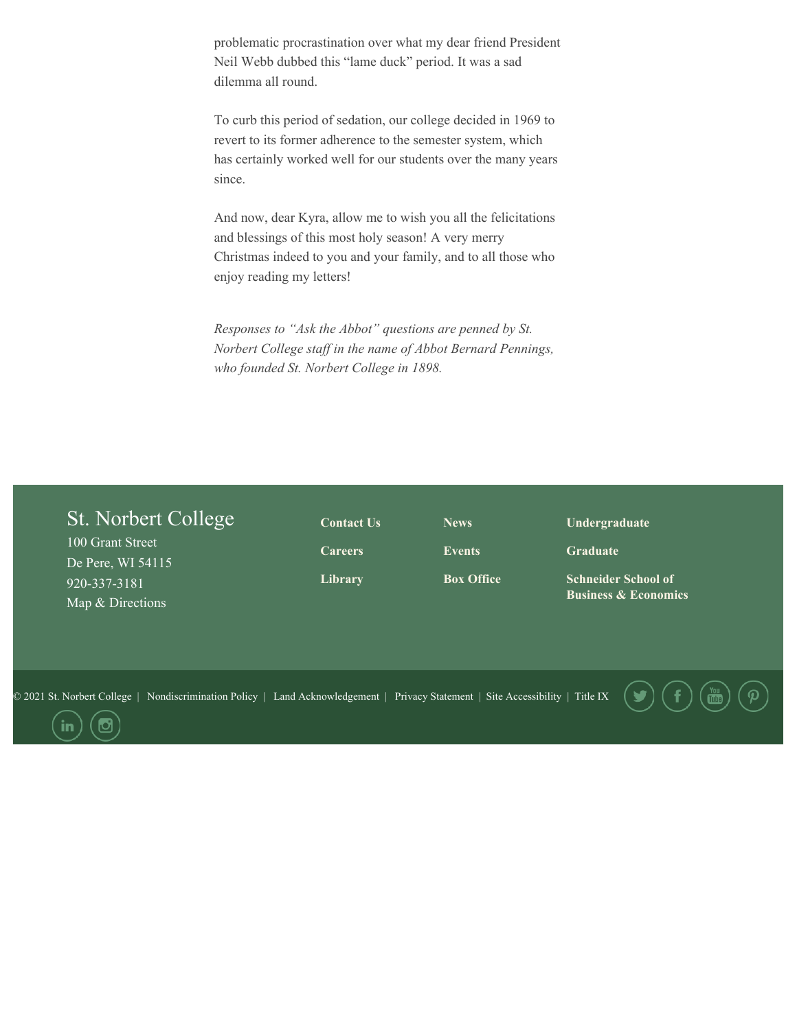problematic procrastination over what my dear friend President Neil Webb dubbed this “lame duck” period. It was a sad dilemma all round.

To curb this period of sedation, our college decided in 1969 to revert to its former adherence to the semester system, which has certainly worked well for our students over the many years since.

And now, dear Kyra, allow me to wish you all the felicitations and blessings of this most holy season! A very merry Christmas indeed to you and your family, and to all those who enjoy reading my letters!

*Responses to “Ask the Abbot” questions are penned by St. Norbert College staff in the name of Abbot Bernard Pennings, who founded St. Norbert College in 1898.*

St. Norbert College
100 Grant Street
De Pere, WI 54115
920-337-3181
Map & Directions

**Contact Us**
**Careers**
**Library**
**News**
**Events**
**Box Office**
**Undergraduate**
**Graduate**
**Schneider School of Business & Economics**

© 2021 St. Norbert College | Nondiscrimination Policy | Land Acknowledgement | Privacy Statement | Site Accessibility | Title IX